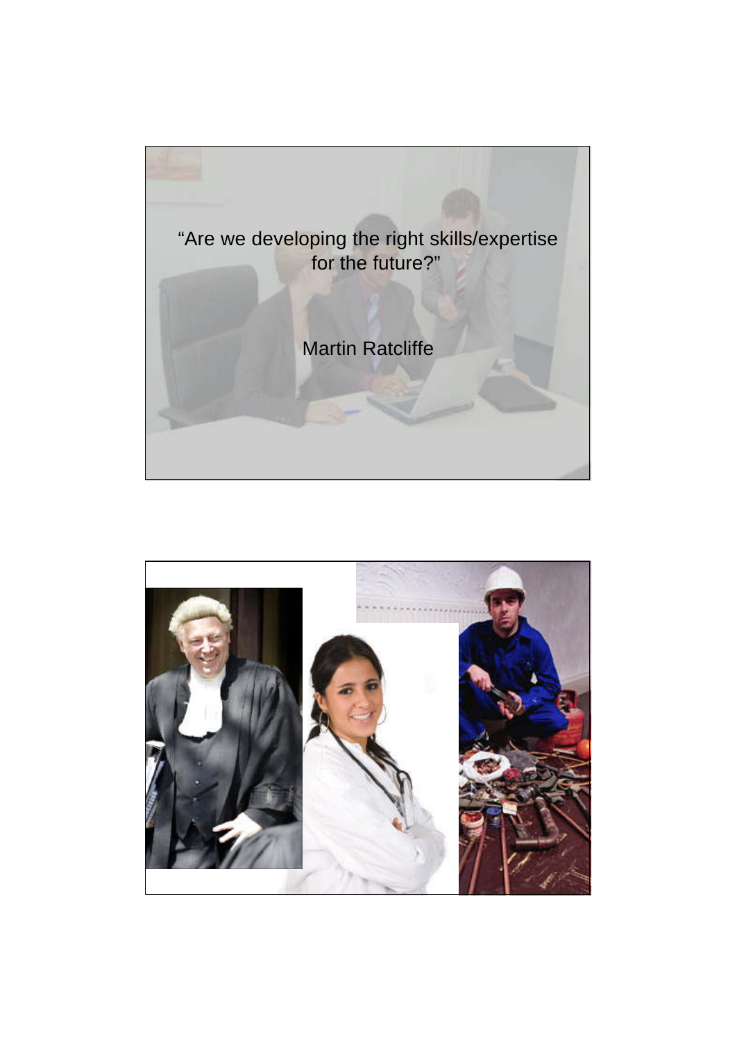"Are we developing the right skills/expertise for the future?"

Martin Ratcliffe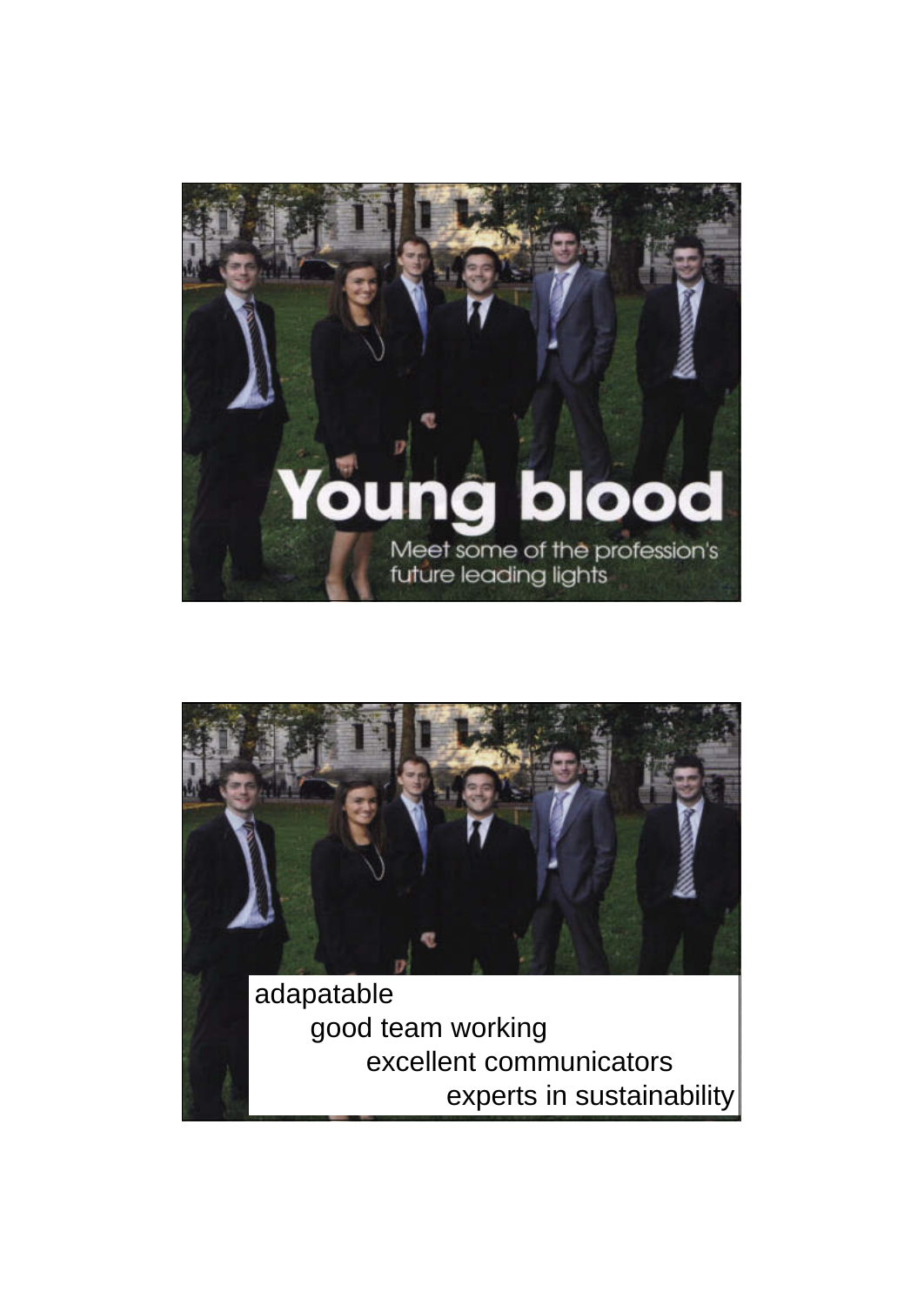Young blood

Meet some of the profession's future leading lights

adapatable

good team working

excellent communicators

experts in sustainability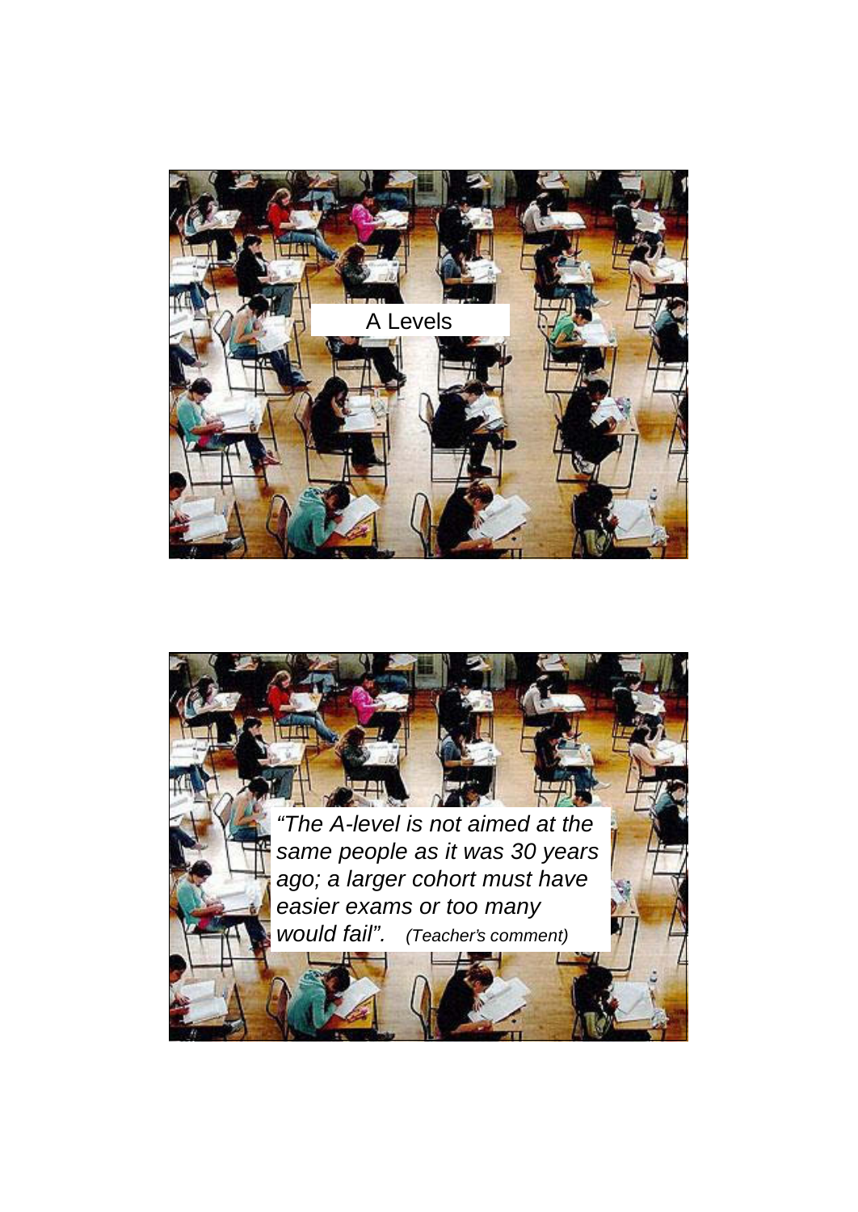A Levels

*"The A-level is not aimed at the same people as it was 30 years ago; a larger cohort must have easier exams or too many would fail".* *(Teacher's comment)*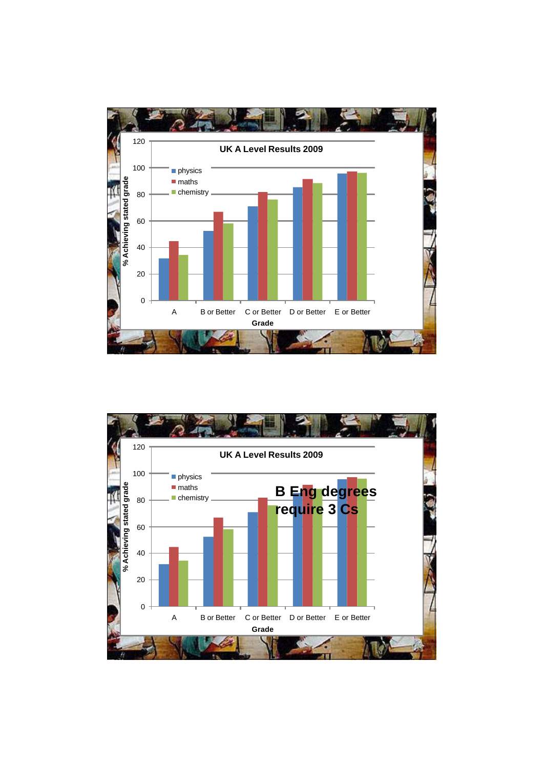## UK A Level Results 2009

| Grade | physics | maths | chemistry |
| --- | --- | --- | --- |
| A | 32 | 45 | 34 |
| B or Better | 52 | 67 | 58 |
| C or Better | 71 | 82 | 76 |
| D or Better | 85 | 91 | 88 |
| E or Better | 96 | 97 | 96 |

% Achieving stated grade

## UK A Level Results 2009

| Grade | physics | maths | chemistry |
| --- | --- | --- | --- |
| A | 32 | 45 | 34 |
| B or Better | 52 | 67 | 58 |
| C or Better | 71 | 82 | 76 |
| D or Better | 85 | 91 | 88 |
| E or Better | 96 | 97 | 96 |

% Achieving stated grade

**B Eng degrees require 3 Cs**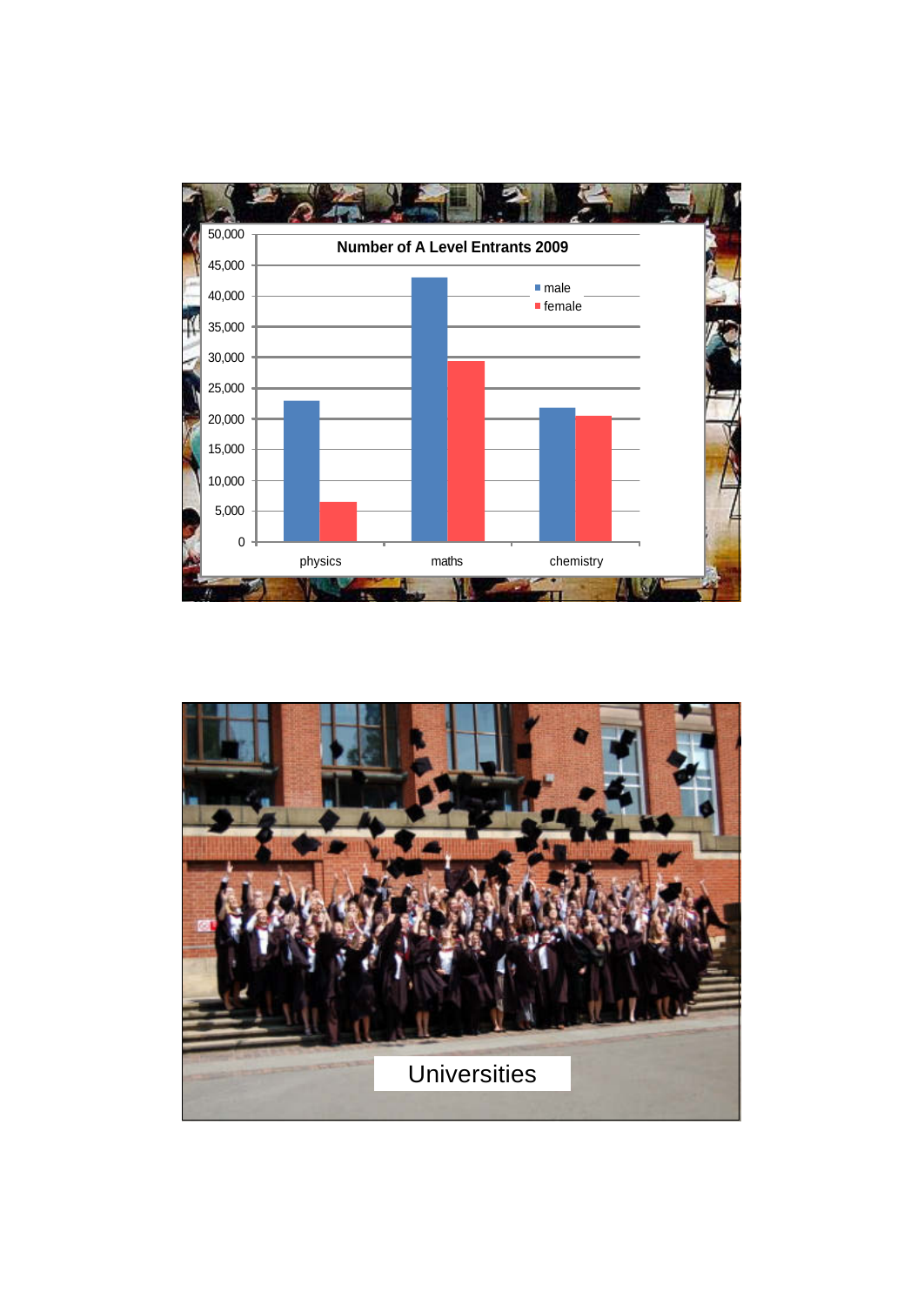**Number of A Level Entrants 2009**

| | male | female |
|---|---|---|
| physics | ~23,000 | ~6,500 |
| maths | ~43,000 | ~29,500 |
| chemistry | ~22,000 | ~20,500 |

Universities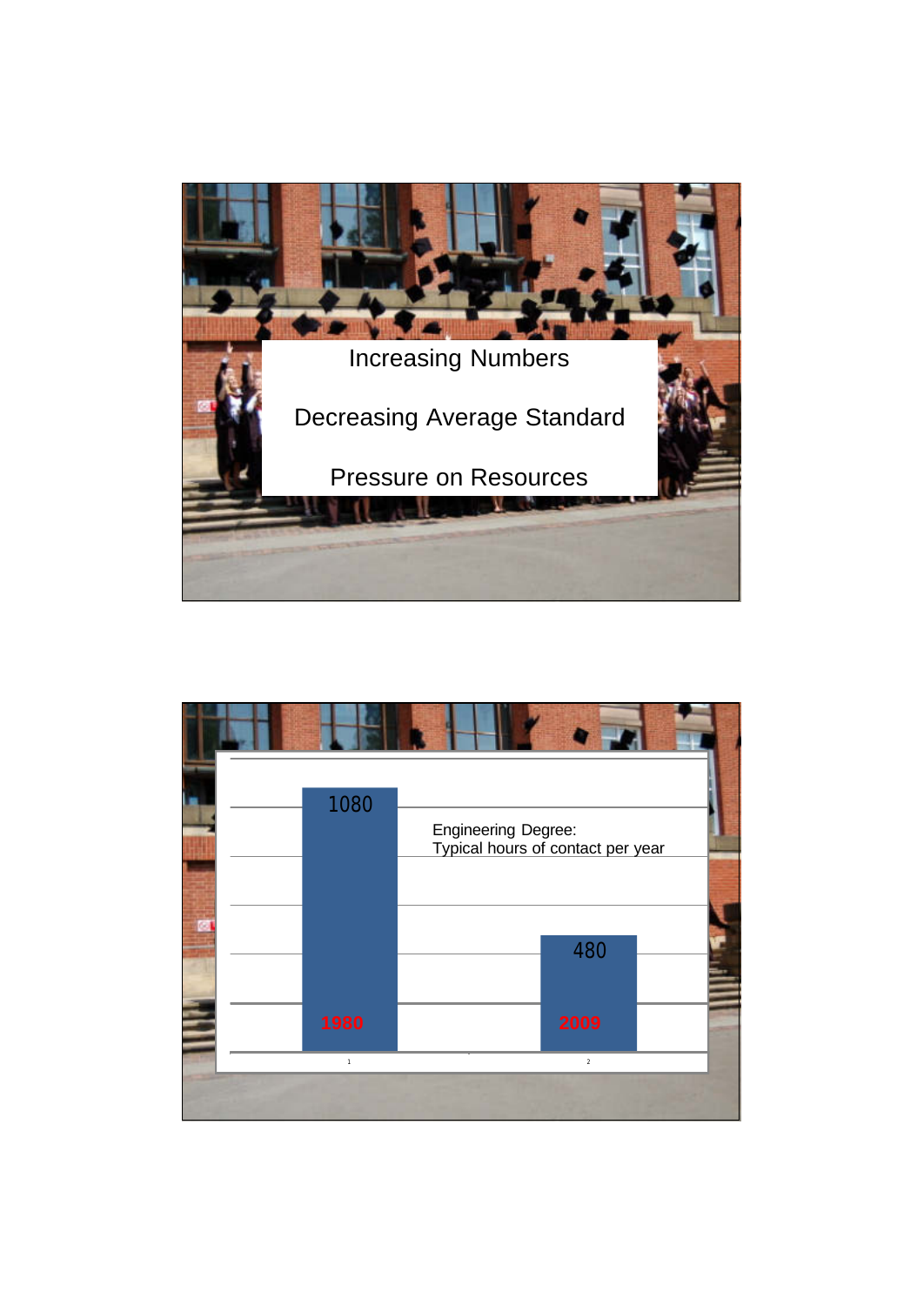Increasing Numbers

Decreasing Average Standard

Pressure on Resources

Engineering Degree:
Typical hours of contact per year

| Year | Hours |
|---|---|
| 1980 | 1080 |
| 2009 | 480 |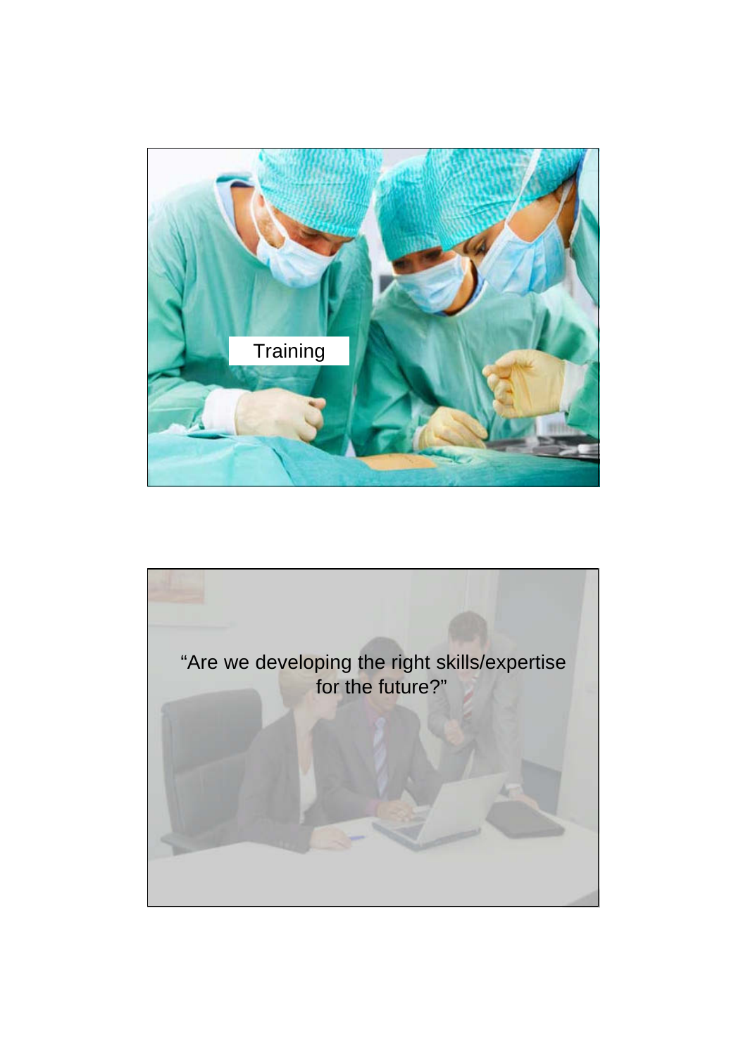Training

“Are we developing the right skills/expertise for the future?”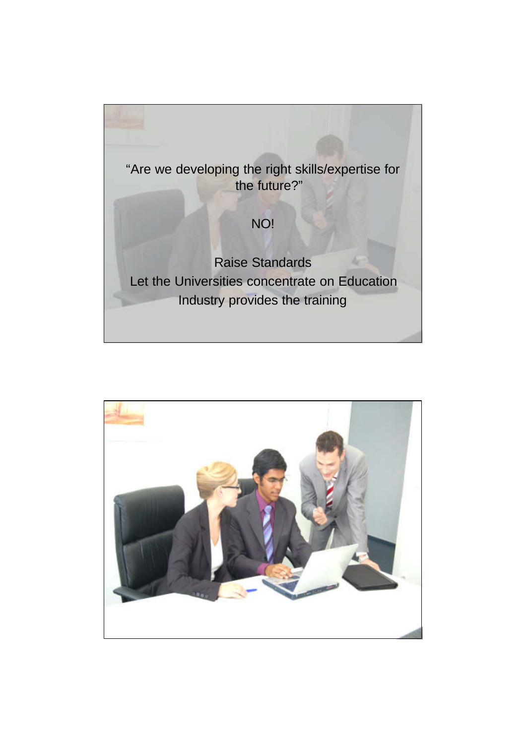"Are we developing the right skills/expertise for the future?"

NO!

Raise Standards

Let the Universities concentrate on Education

Industry provides the training